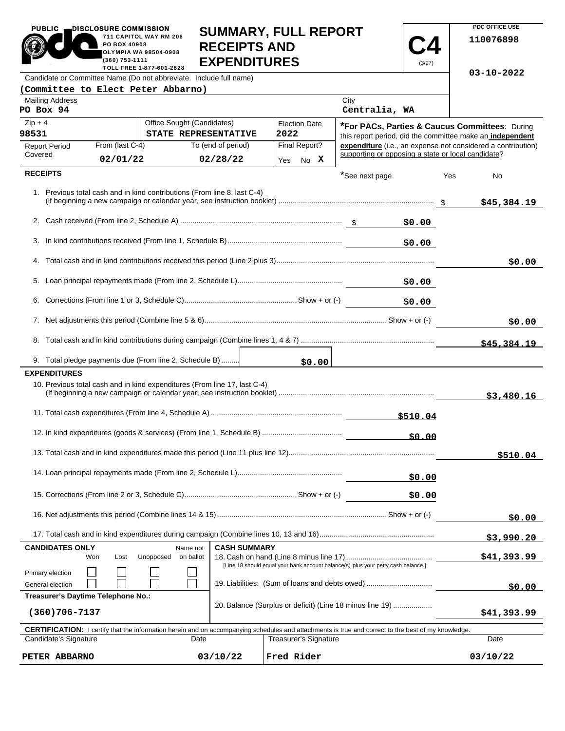PUBLIC DISCLOSURE COMMISSION
711 CAPITOL WAY RM 206
PO BOX 40908
OLYMPIA WA 98504-0908
(360) 753-1111
TOLL FREE 1-877-601-2828

# SUMMARY, FULL REPORT RECEIPTS AND EXPENDITURES

**C4** (3/97)

PDC OFFICE USE
110076898
03-10-2022

Candidate or Committee Name (Do not abbreviate. Include full name)
**(Committee to Elect Peter Abbarno)**

| Mailing Address | City |
|---|---|
| PO Box 94 | Centralia, WA |

| Zip + 4 | Office Sought (Candidates) | Election Date |
|---|---|---|
| 98531 | STATE REPRESENTATIVE | 2022 |

| Report Period Covered | From (last C-4) | To (end of period) | Final Report? |
|---|---|---|---|
| | 02/01/22 | 02/28/22 | Yes No **X** |

***For PACs, Parties & Caucus Committees**: During this report period, did the committee make an **independent expenditure** (i.e., an expense not considered a contribution) supporting or opposing a state or local candidate?

*See next page Yes No

## RECEIPTS

| Line | Description | Amount | Total |
|---|---|---|---|
| 1. | Previous total cash and in kind contributions (From line 8, last C-4) (if beginning a new campaign or calendar year, see instruction booklet) | | $45,384.19 |
| 2. | Cash received (From line 2, Schedule A) | $0.00 | |
| 3. | In kind contributions received (From line 1, Schedule B) | $0.00 | |
| 4. | Total cash and in kind contributions received this period (Line 2 plus 3) | | $0.00 |
| 5. | Loan principal repayments made (From line 2, Schedule L) | $0.00 | |
| 6. | Corrections (From line 1 or 3, Schedule C) Show + or (-) | $0.00 | |
| 7. | Net adjustments this period (Combine line 5 & 6) Show + or (-) | | $0.00 |
| 8. | Total cash and in kind contributions during campaign (Combine lines 1, 4 & 7) | | $45,384.19 |
| 9. | Total pledge payments due (From line 2, Schedule B) | $0.00 | |

## EXPENDITURES

| Line | Description | Amount | Total |
|---|---|---|---|
| 10. | Previous total cash and in kind expenditures (From line 17, last C-4) (If beginning a new campaign or calendar year, see instruction booklet) | | $3,480.16 |
| 11. | Total cash expenditures (From line 4, Schedule A) | $510.04 | |
| 12. | In kind expenditures (goods & services) (From line 1, Schedule B) | $0.00 | |
| 13. | Total cash and in kind expenditures made this period (Line 11 plus line 12) | | $510.04 |
| 14. | Loan principal repayments made (From line 2, Schedule L) | $0.00 | |
| 15. | Corrections (From line 2 or 3, Schedule C) Show + or (-) | $0.00 | |
| 16. | Net adjustments this period (Combine lines 14 & 15) Show + or (-) | | $0.00 |
| 17. | Total cash and in kind expenditures during campaign (Combine lines 10, 13 and 16) | | $3,990.20 |

**CANDIDATES ONLY**

| | Won | Lost | Unopposed | Name not on ballot |
|---|---|---|---|---|
| Primary election | ☐ | ☐ | ☐ | ☐ |
| General election | ☐ | ☐ | ☐ | ☐ |

**Treasurer's Daytime Telephone No.:** (360)706-7137

**CASH SUMMARY**

| Line | Description | Amount |
|---|---|---|
| 18. | Cash on hand (Line 8 minus line 17) [Line 18 should equal your bank account balance(s) plus your petty cash balance.] | $41,393.99 |
| 19. | Liabilities: (Sum of loans and debts owed) | $0.00 |
| 20. | Balance (Surplus or deficit) (Line 18 minus line 19) | $41,393.99 |

**CERTIFICATION:** I certify that the information herein and on accompanying schedules and attachments is true and correct to the best of my knowledge.

| Candidate's Signature | Date | Treasurer's Signature | Date |
|---|---|---|---|
| PETER ABBARNO | 03/10/22 | Fred Rider | 03/10/22 |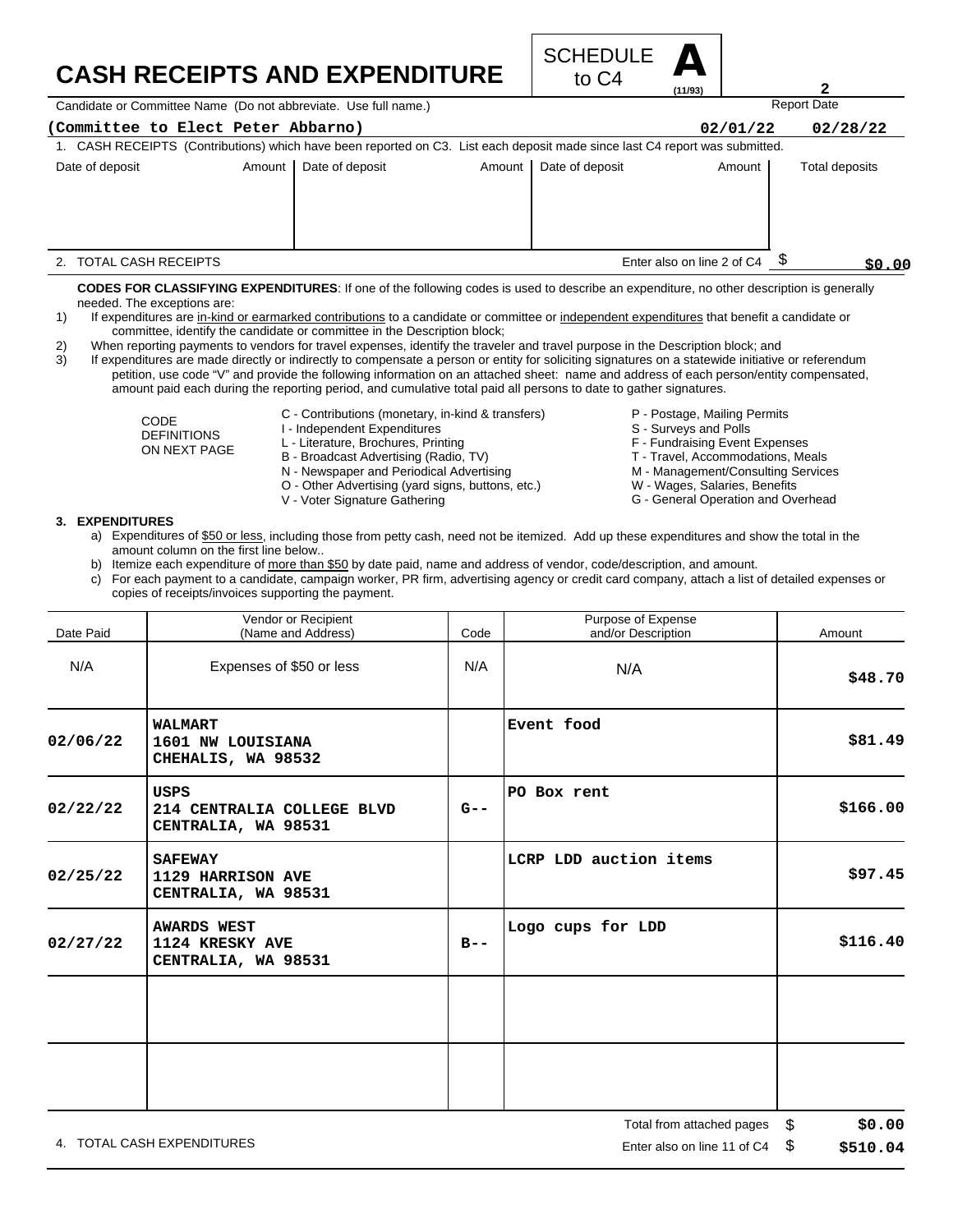# CASH RECEIPTS AND EXPENDITURE

SCHEDULE **A** to C4 (11/93)

Candidate or Committee Name (Do not abbreviate. Use full name.)

**(Committee to Elect Peter Abbarno)**

Report Date **02/01/22** **02/28/22**

1. CASH RECEIPTS (Contributions) which have been reported on C3. List each deposit made since last C4 report was submitted.

| Date of deposit | Amount | Date of deposit | Amount | Date of deposit | Amount | Total deposits |
|---|---|---|---|---|---|---|
| | | | | | | |

2. TOTAL CASH RECEIPTS — Enter also on line 2 of C4 $ **$0.00**

**CODES FOR CLASSIFYING EXPENDITURES**: If one of the following codes is used to describe an expenditure, no other description is generally needed. The exceptions are:

1) If expenditures are in-kind or earmarked contributions to a candidate or committee or independent expenditures that benefit a candidate or committee, identify the candidate or committee in the Description block;
2) When reporting payments to vendors for travel expenses, identify the traveler and travel purpose in the Description block; and
3) If expenditures are made directly or indirectly to compensate a person or entity for soliciting signatures on a statewide initiative or referendum petition, use code "V" and provide the following information on an attached sheet: name and address of each person/entity compensated, amount paid each during the reporting period, and cumulative total paid all persons to date to gather signatures.

CODE DEFINITIONS ON NEXT PAGE

- C - Contributions (monetary, in-kind & transfers)
- I - Independent Expenditures
- L - Literature, Brochures, Printing
- B - Broadcast Advertising (Radio, TV)
- N - Newspaper and Periodical Advertising
- O - Other Advertising (yard signs, buttons, etc.)
- V - Voter Signature Gathering
- P - Postage, Mailing Permits
- S - Surveys and Polls
- F - Fundraising Event Expenses
- T - Travel, Accommodations, Meals
- M - Management/Consulting Services
- W - Wages, Salaries, Benefits
- G - General Operation and Overhead

**3. EXPENDITURES**

a) Expenditures of $50 or less, including those from petty cash, need not be itemized. Add up these expenditures and show the total in the amount column on the first line below..
b) Itemize each expenditure of more than $50 by date paid, name and address of vendor, code/description, and amount.
c) For each payment to a candidate, campaign worker, PR firm, advertising agency or credit card company, attach a list of detailed expenses or copies of receipts/invoices supporting the payment.

| Date Paid | Vendor or Recipient (Name and Address) | Code | Purpose of Expense and/or Description | Amount |
|---|---|---|---|---|
| N/A | Expenses of $50 or less | N/A | N/A | **$48.70** |
| **02/06/22** | **WALMART 1601 NW LOUISIANA CHEHALIS, WA 98532** | | **Event food** | **$81.49** |
| **02/22/22** | **USPS 214 CENTRALIA COLLEGE BLVD CENTRALIA, WA 98531** | **G--** | **PO Box rent** | **$166.00** |
| **02/25/22** | **SAFEWAY 1129 HARRISON AVE CENTRALIA, WA 98531** | | **LCRP LDD auction items** | **$97.45** |
| **02/27/22** | **AWARDS WEST 1124 KRESKY AVE CENTRALIA, WA 98531** | **B--** | **Logo cups for LDD** | **$116.40** |
| | | | | |
| | | | | |

Total from attached pages $ **$0.00**

4. TOTAL CASH EXPENDITURES — Enter also on line 11 of C4 $ **$510.04**